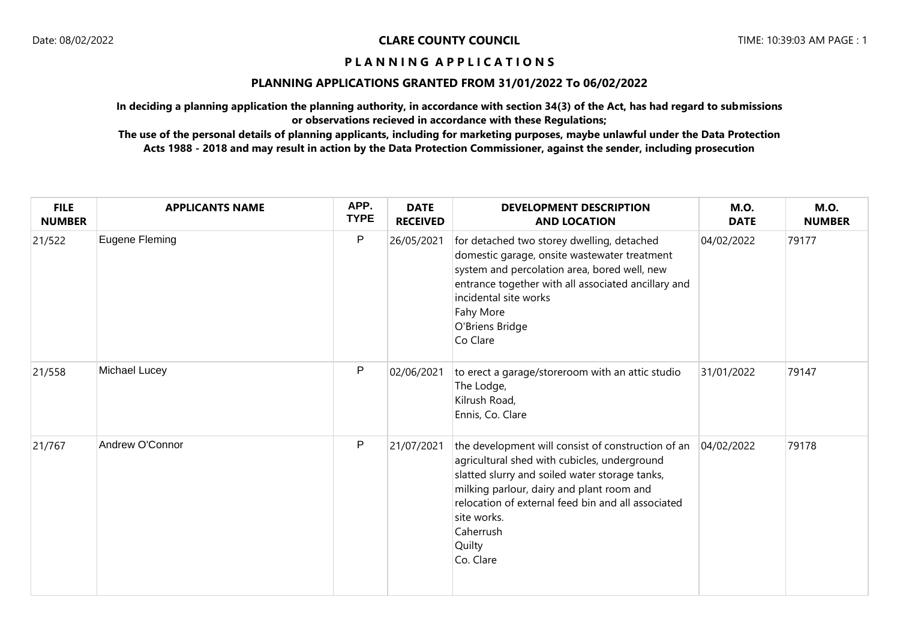**CLARE COUNTY COUNCIL**

# PLANNING APPLICATIONS

## PLANNING APPLICATIONS GRANTED FROM 31/01/2022 To 06/02/2022

**In deciding a planning application the planning authority, in accordance with section 34(3) of the Act, has had regard to submissions or observations recieved in accordance with these Regulations;**

**The use of the personal details of planning applicants, including for marketing purposes, maybe unlawful under the Data Protection Acts 1988 - 2018 and may result in action by the Data Protection Commissioner, against the sender, including prosecution**

| FILE NUMBER | APPLICANTS NAME | APP. TYPE | DATE RECEIVED | DEVELOPMENT DESCRIPTION AND LOCATION | M.O. DATE | M.O. NUMBER |
|---|---|---|---|---|---|---|
| 21/522 | Eugene Fleming | P | 26/05/2021 | for detached two storey dwelling, detached domestic garage, onsite wastewater treatment system and percolation area, bored well, new entrance together with all associated ancillary and incidental site works<br>Fahy More<br>O'Briens Bridge<br>Co Clare | 04/02/2022 | 79177 |
| 21/558 | Michael Lucey | P | 02/06/2021 | to erect a garage/storeroom with an attic studio<br>The Lodge,<br>Kilrush Road,<br>Ennis, Co. Clare | 31/01/2022 | 79147 |
| 21/767 | Andrew O'Connor | P | 21/07/2021 | the development will consist of construction of an agricultural shed with cubicles, underground slatted slurry and soiled water storage tanks, milking parlour, dairy and plant room and relocation of external feed bin and all associated site works.<br>Caherrush<br>Quilty<br>Co. Clare | 04/02/2022 | 79178 |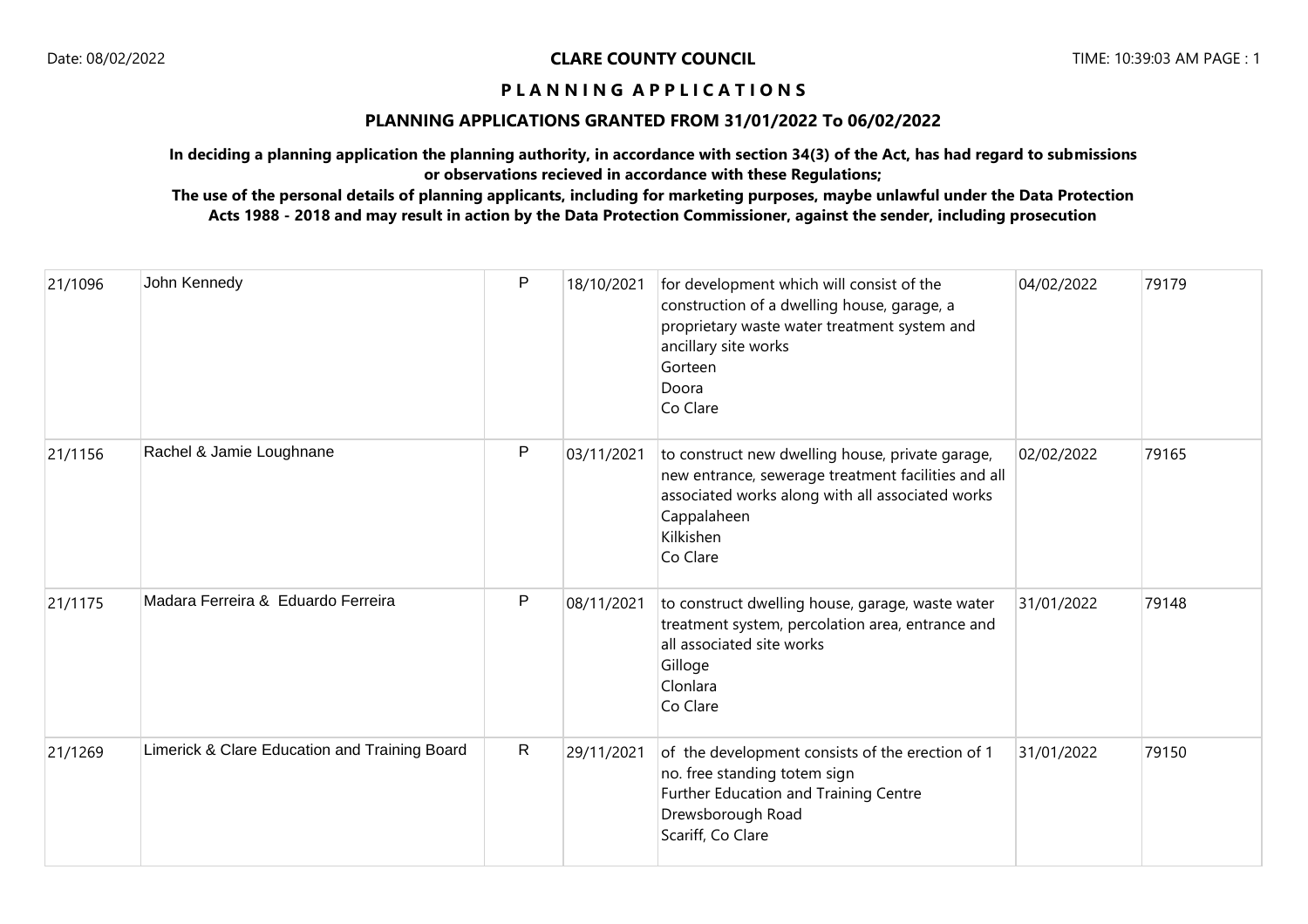**CLARE COUNTY COUNCIL**

**P L A N N I N G   A P P L I C A T I O N S**

**PLANNING APPLICATIONS GRANTED FROM 31/01/2022 To 06/02/2022**

**In deciding a planning application the planning authority, in accordance with section 34(3) of the Act, has had regard to submissions or observations recieved in accordance with these Regulations;**

**The use of the personal details of planning applicants, including for marketing purposes, maybe unlawful under the Data Protection Acts 1988 - 2018 and may result in action by the Data Protection Commissioner, against the sender, including prosecution**

| | | | | | | |
|---|---|---|---|---|---|---|
| 21/1096 | John Kennedy | P | 18/10/2021 | for development which will consist of the construction of a dwelling house, garage, a proprietary waste water treatment system and ancillary site works<br>Gorteen<br>Doora<br>Co Clare | 04/02/2022 | 79179 |
| 21/1156 | Rachel & Jamie Loughnane | P | 03/11/2021 | to construct new dwelling house, private garage, new entrance, sewerage treatment facilities and all associated works along with all associated works<br>Cappalaheen<br>Kilkishen<br>Co Clare | 02/02/2022 | 79165 |
| 21/1175 | Madara Ferreira & Eduardo Ferreira | P | 08/11/2021 | to construct dwelling house, garage, waste water treatment system, percolation area, entrance and all associated site works<br>Gilloge<br>Clonlara<br>Co Clare | 31/01/2022 | 79148 |
| 21/1269 | Limerick & Clare Education and Training Board | R | 29/11/2021 | of the development consists of the erection of 1 no. free standing totem sign<br>Further Education and Training Centre<br>Drewsborough Road<br>Scariff, Co Clare | 31/01/2022 | 79150 |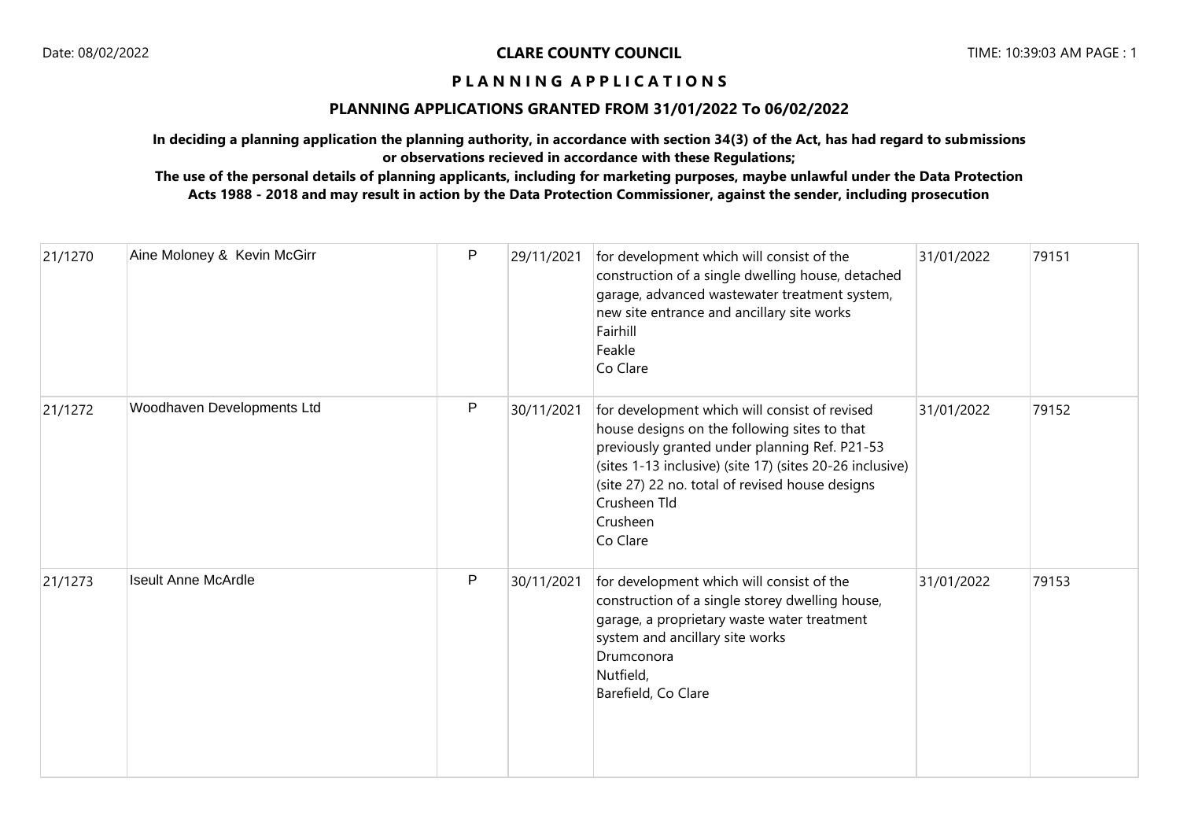**CLARE COUNTY COUNCIL**

# P L A N N I N G A P P L I C A T I O N S

## PLANNING APPLICATIONS GRANTED FROM 31/01/2022 To 06/02/2022

**In deciding a planning application the planning authority, in accordance with section 34(3) of the Act, has had regard to submissions or observations recieved in accordance with these Regulations;**

**The use of the personal details of planning applicants, including for marketing purposes, maybe unlawful under the Data Protection Acts 1988 - 2018 and may result in action by the Data Protection Commissioner, against the sender, including prosecution**

| | | | | | | |
|---|---|---|---|---|---|---|
| 21/1270 | Aine Moloney & Kevin McGirr | P | 29/11/2021 | for development which will consist of the construction of a single dwelling house, detached garage, advanced wastewater treatment system, new site entrance and ancillary site works<br>Fairhill<br>Feakle<br>Co Clare | 31/01/2022 | 79151 |
| 21/1272 | Woodhaven Developments Ltd | P | 30/11/2021 | for development which will consist of revised house designs on the following sites to that previously granted under planning Ref. P21-53 (sites 1-13 inclusive) (site 17) (sites 20-26 inclusive) (site 27) 22 no. total of revised house designs<br>Crusheen Tld<br>Crusheen<br>Co Clare | 31/01/2022 | 79152 |
| 21/1273 | Iseult Anne McArdle | P | 30/11/2021 | for development which will consist of the construction of a single storey dwelling house, garage, a proprietary waste water treatment system and ancillary site works<br>Drumconora<br>Nutfield,<br>Barefield, Co Clare | 31/01/2022 | 79153 |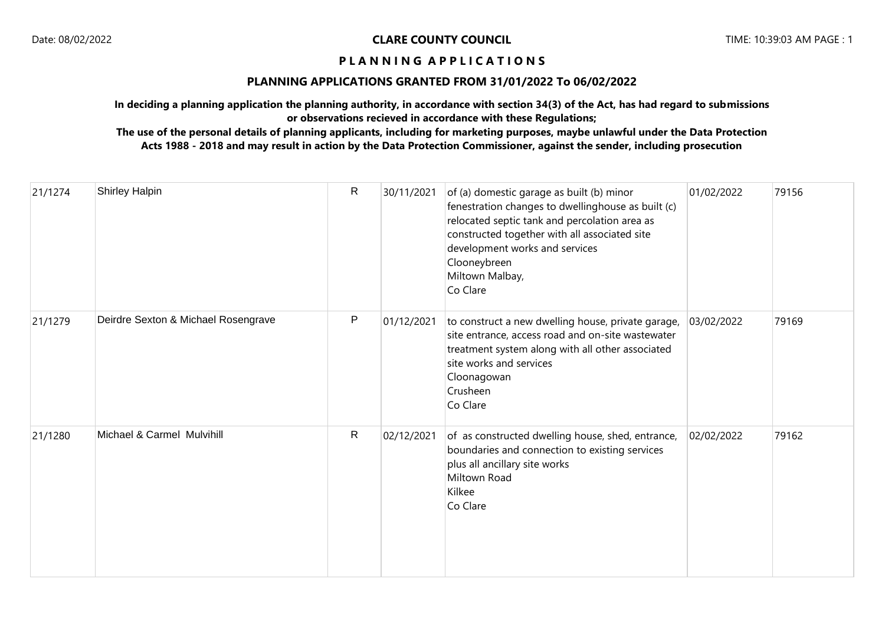**CLARE COUNTY COUNCIL**

**P L A N N I N G   A P P L I C A T I O N S**

**PLANNING APPLICATIONS GRANTED FROM 31/01/2022 To 06/02/2022**

**In deciding a planning application the planning authority, in accordance with section 34(3) of the Act, has had regard to submissions or observations recieved in accordance with these Regulations;**

**The use of the personal details of planning applicants, including for marketing purposes, maybe unlawful under the Data Protection Acts 1988 - 2018 and may result in action by the Data Protection Commissioner, against the sender, including prosecution**

| | | | | | | |
|---|---|---|---|---|---|---|
| 21/1274 | Shirley Halpin | R | 30/11/2021 | of (a) domestic garage as built (b) minor fenestration changes to dwellinghouse as built (c) relocated septic tank and percolation area as constructed together with all associated site development works and services<br>Clooneybreen<br>Miltown Malbay,<br>Co Clare | 01/02/2022 | 79156 |
| 21/1279 | Deirdre Sexton & Michael Rosengrave | P | 01/12/2021 | to construct a new dwelling house, private garage, site entrance, access road and on-site wastewater treatment system along with all other associated site works and services<br>Cloonagowan<br>Crusheen<br>Co Clare | 03/02/2022 | 79169 |
| 21/1280 | Michael & Carmel Mulvihill | R | 02/12/2021 | of as constructed dwelling house, shed, entrance, boundaries and connection to existing services plus all ancillary site works<br>Miltown Road<br>Kilkee<br>Co Clare | 02/02/2022 | 79162 |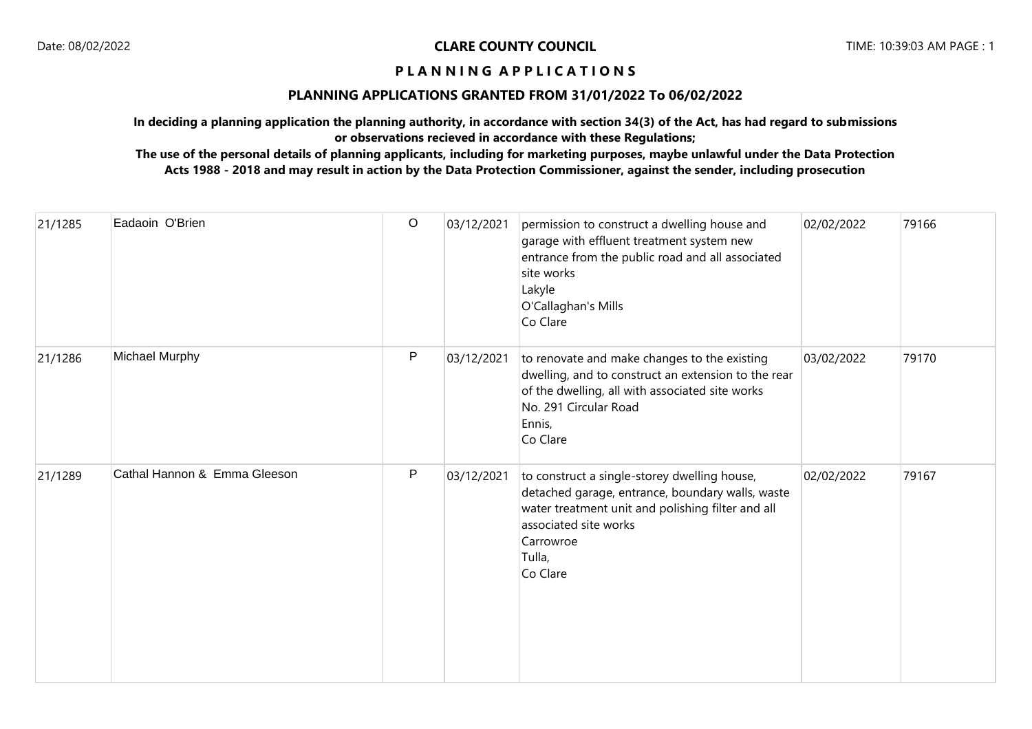**CLARE COUNTY COUNCIL**

**P L A N N I N G A P P L I C A T I O N S**

**PLANNING APPLICATIONS GRANTED FROM 31/01/2022 To 06/02/2022**

**In deciding a planning application the planning authority, in accordance with section 34(3) of the Act, has had regard to submissions or observations recieved in accordance with these Regulations;**

**The use of the personal details of planning applicants, including for marketing purposes, maybe unlawful under the Data Protection Acts 1988 - 2018 and may result in action by the Data Protection Commissioner, against the sender, including prosecution**

| | | | | | | |
|---|---|---|---|---|---|---|
| 21/1285 | Eadaoin O'Brien | O | 03/12/2021 | permission to construct a dwelling house and garage with effluent treatment system new entrance from the public road and all associated site works<br>Lakyle<br>O'Callaghan's Mills<br>Co Clare | 02/02/2022 | 79166 |
| 21/1286 | Michael Murphy | P | 03/12/2021 | to renovate and make changes to the existing dwelling, and to construct an extension to the rear of the dwelling, all with associated site works<br>No. 291 Circular Road<br>Ennis,<br>Co Clare | 03/02/2022 | 79170 |
| 21/1289 | Cathal Hannon & Emma Gleeson | P | 03/12/2021 | to construct a single-storey dwelling house, detached garage, entrance, boundary walls, waste water treatment unit and polishing filter and all associated site works<br>Carrowroe<br>Tulla,<br>Co Clare | 02/02/2022 | 79167 |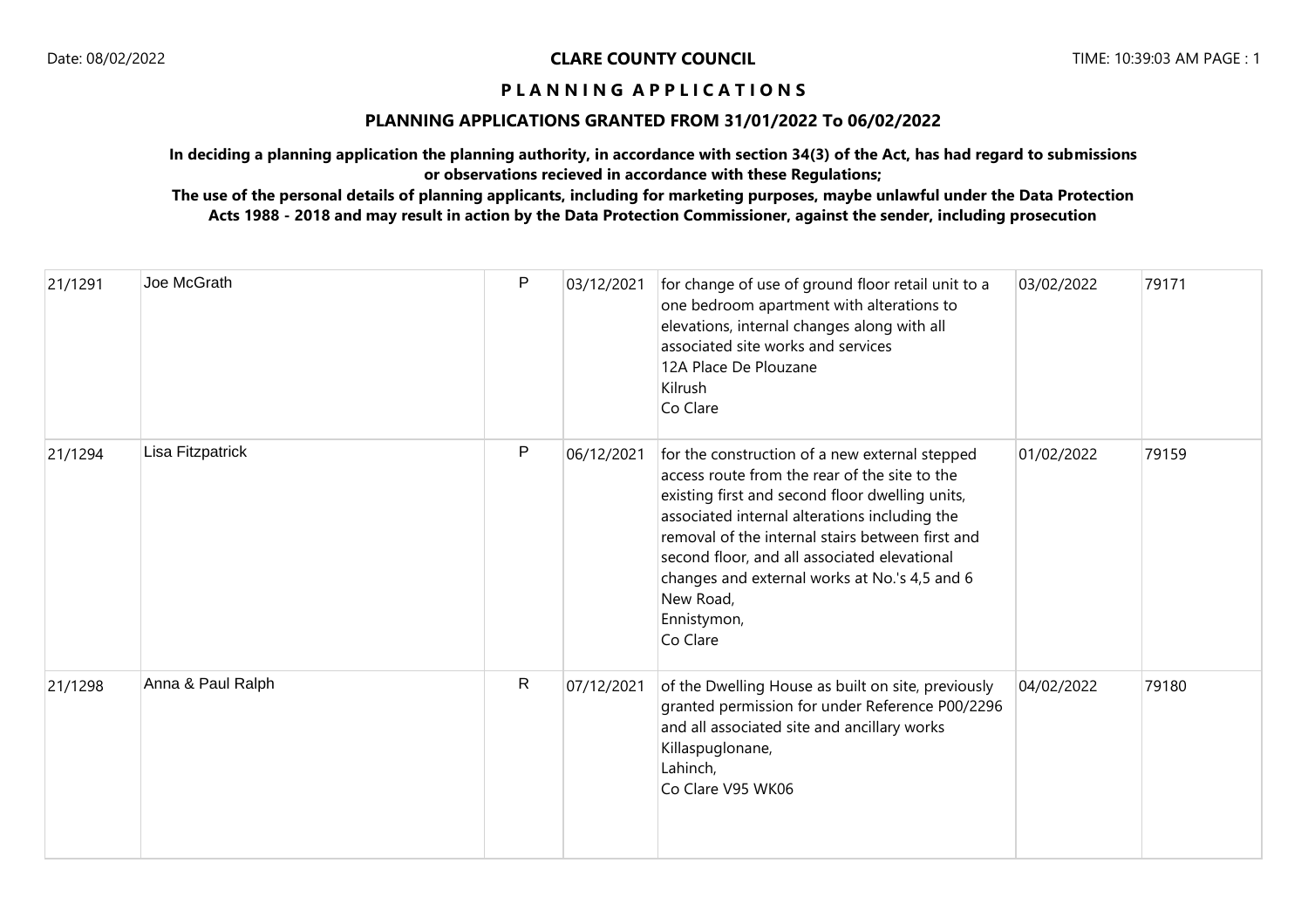# CLARE COUNTY COUNCIL

## P L A N N I N G A P P L I C A T I O N S

### PLANNING APPLICATIONS GRANTED FROM 31/01/2022 To 06/02/2022

**In deciding a planning application the planning authority, in accordance with section 34(3) of the Act, has had regard to submissions or observations recieved in accordance with these Regulations;**

**The use of the personal details of planning applicants, including for marketing purposes, maybe unlawful under the Data Protection Acts 1988 - 2018 and may result in action by the Data Protection Commissioner, against the sender, including prosecution**

| | | | | | | |
|---|---|---|---|---|---|---|
| 21/1291 | Joe McGrath | P | 03/12/2021 | for change of use of ground floor retail unit to a one bedroom apartment with alterations to elevations, internal changes along with all associated site works and services<br>12A Place De Plouzane<br>Kilrush<br>Co Clare | 03/02/2022 | 79171 |
| 21/1294 | Lisa Fitzpatrick | P | 06/12/2021 | for the construction of a new external stepped access route from the rear of the site to the existing first and second floor dwelling units, associated internal alterations including the removal of the internal stairs between first and second floor, and all associated elevational changes and external works at No.'s 4,5 and 6 New Road,<br>Ennistymon,<br>Co Clare | 01/02/2022 | 79159 |
| 21/1298 | Anna & Paul Ralph | R | 07/12/2021 | of the Dwelling House as built on site, previously granted permission for under Reference P00/2296 and all associated site and ancillary works<br>Killaspuglonane,<br>Lahinch,<br>Co Clare V95 WK06 | 04/02/2022 | 79180 |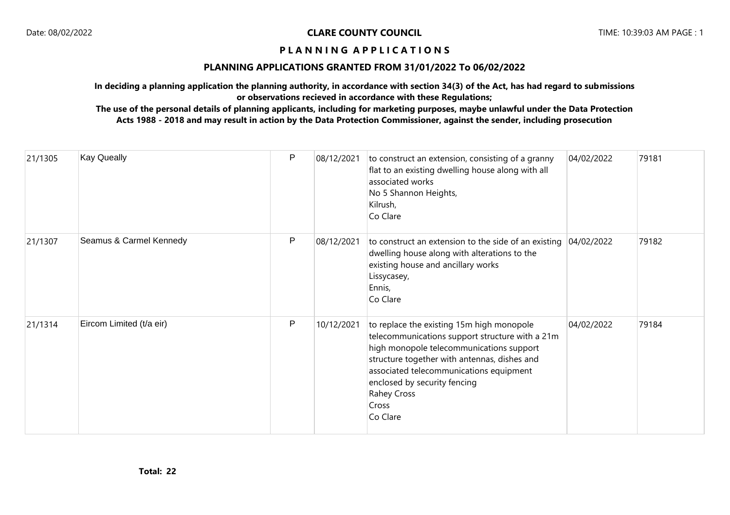**CLARE COUNTY COUNCIL**

**P L A N N I N G A P P L I C A T I O N S**

**PLANNING APPLICATIONS GRANTED FROM 31/01/2022 To 06/02/2022**

**In deciding a planning application the planning authority, in accordance with section 34(3) of the Act, has had regard to submissions or observations recieved in accordance with these Regulations;**

**The use of the personal details of planning applicants, including for marketing purposes, maybe unlawful under the Data Protection Acts 1988 - 2018 and may result in action by the Data Protection Commissioner, against the sender, including prosecution**

| | | | | | | |
|---|---|---|---|---|---|---|
| 21/1305 | Kay Queally | P | 08/12/2021 | to construct an extension, consisting of a granny flat to an existing dwelling house along with all associated works<br>No 5 Shannon Heights,<br>Kilrush,<br>Co Clare | 04/02/2022 | 79181 |
| 21/1307 | Seamus & Carmel Kennedy | P | 08/12/2021 | to construct an extension to the side of an existing dwelling house along with alterations to the existing house and ancillary works<br>Lissycasey,<br>Ennis,<br>Co Clare | 04/02/2022 | 79182 |
| 21/1314 | Eircom Limited (t/a eir) | P | 10/12/2021 | to replace the existing 15m high monopole telecommunications support structure with a 21m high monopole telecommunications support structure together with antennas, dishes and associated telecommunications equipment enclosed by security fencing<br>Rahey Cross<br>Cross<br>Co Clare | 04/02/2022 | 79184 |

**Total: 22**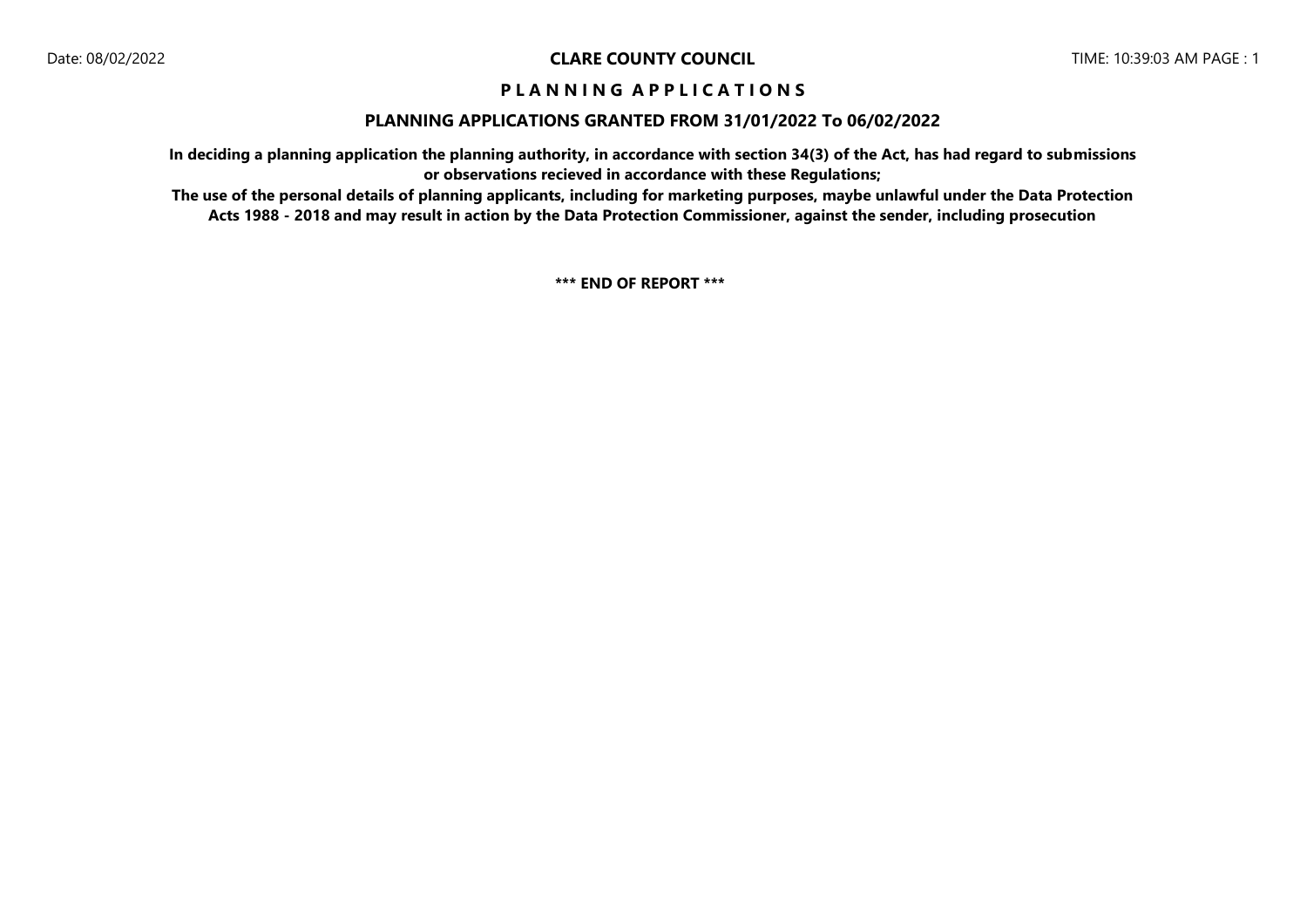# CLARE COUNTY COUNCIL

## P L A N N I N G   A P P L I C A T I O N S

### PLANNING APPLICATIONS GRANTED FROM 31/01/2022 To 06/02/2022

**In deciding a planning application the planning authority, in accordance with section 34(3) of the Act, has had regard to submissions or observations recieved in accordance with these Regulations;**

**The use of the personal details of planning applicants, including for marketing purposes, maybe unlawful under the Data Protection Acts 1988 - 2018 and may result in action by the Data Protection Commissioner, against the sender, including prosecution**

**\*\*\* END OF REPORT \*\*\***